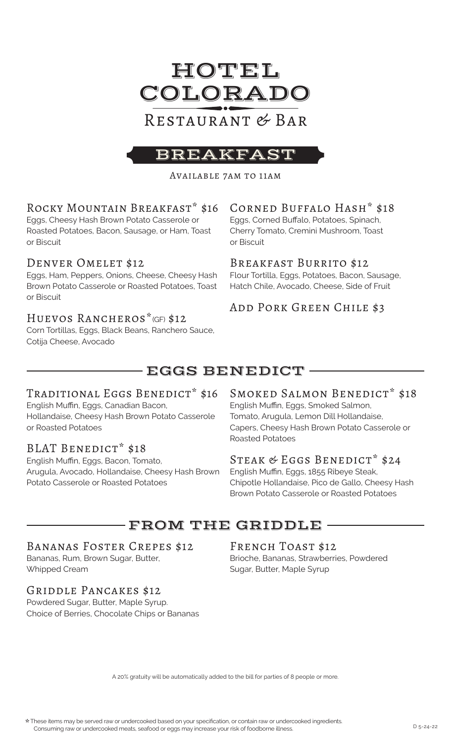# HOTEL COLORADO

## Restaurant & Bar

## BREAKFAST

*Available 7am to 11am*

### Rocky Mountain Breakfast* $16

Eggs, Cheesy Hash Brown Potato Casserole or Roasted Potatoes, Bacon, Sausage, or Ham, Toast or Biscuit

### Denver Omelet $12

Eggs, Ham, Peppers, Onions, Cheese, Cheesy Hash Brown Potato Casserole or Roasted Potatoes, Toast or Biscuit

### Huevos Rancheros* (GF) $12

Corn Tortillas, Eggs, Black Beans, Ranchero Sauce, Cotija Cheese, Avocado

### Corned Buffalo Hash* $18

Eggs, Corned Buffalo, Potatoes, Spinach, Cherry Tomato, Cremini Mushroom, Toast or Biscuit

### Breakfast Burrito $12

Flour Tortilla, Eggs, Potatoes, Bacon, Sausage, Hatch Chile, Avocado, Cheese, Side of Fruit

### Add Pork Green Chile $3

## EGGS BENEDICT

### Traditional Eggs Benedict* $16

English Muffin, Eggs, Canadian Bacon, Hollandaise, Cheesy Hash Brown Potato Casserole or Roasted Potatoes

### BLAT Benedict* $18

English Muffin, Eggs, Bacon, Tomato, Arugula, Avocado, Hollandaise, Cheesy Hash Brown Potato Casserole or Roasted Potatoes

### Smoked Salmon Benedict* $18

English Muffin, Eggs, Smoked Salmon, Tomato, Arugula, Lemon Dill Hollandaise, Capers, Cheesy Hash Brown Potato Casserole or Roasted Potatoes

### Steak & Eggs Benedict* $24

English Muffin, Eggs, 1855 Ribeye Steak, Chipotle Hollandaise, Pico de Gallo, Cheesy Hash Brown Potato Casserole or Roasted Potatoes

## FROM THE GRIDDLE

### Bananas Foster Crepes $12

Bananas, Rum, Brown Sugar, Butter, Whipped Cream

### Griddle Pancakes $12

Powdered Sugar, Butter, Maple Syrup. Choice of Berries, Chocolate Chips or Bananas

### French Toast $12

Brioche, Bananas, Strawberries, Powdered Sugar, Butter, Maple Syrup

A 20% gratuity will be automatically added to the bill for parties of 8 people or more.

* These items may be served raw or undercooked based on your specification, or contain raw or undercooked ingredients. Consuming raw or undercooked meats, seafood or eggs may increase your risk of foodborne illness.

D 5-24-22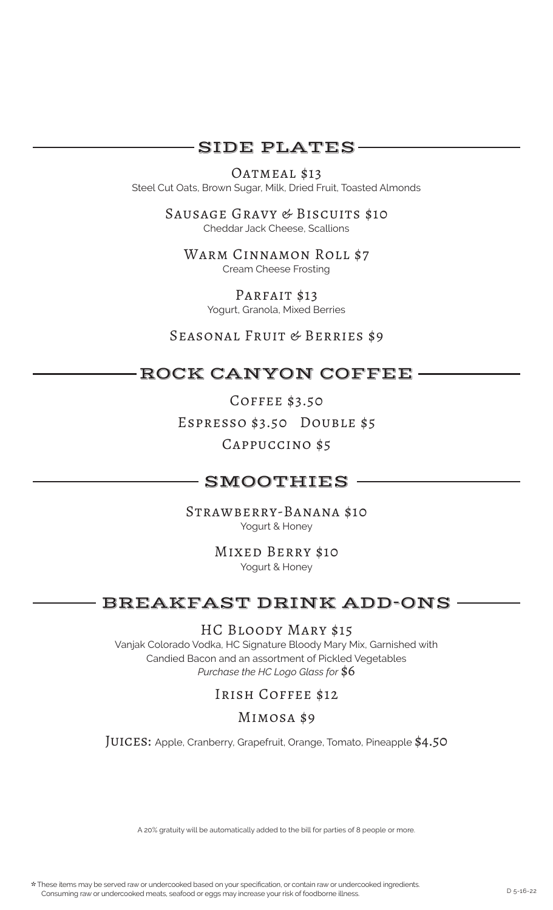## SIDE PLATES

**Oatmeal $13**
Steel Cut Oats, Brown Sugar, Milk, Dried Fruit, Toasted Almonds

**Sausage Gravy & Biscuits $10**
Cheddar Jack Cheese, Scallions

**Warm Cinnamon Roll $7**
Cream Cheese Frosting

**Parfait $13**
Yogurt, Granola, Mixed Berries

**Seasonal Fruit & Berries $9**

## ROCK CANYON COFFEE

**Coffee $3.50**

**Espresso $3.50  Double $5**

**Cappuccino $5**

## SMOOTHIES

**Strawberry-Banana $10**
Yogurt & Honey

**Mixed Berry $10**
Yogurt & Honey

## BREAKFAST DRINK ADD-ONS

**HC Bloody Mary $15**
Vanjak Colorado Vodka, HC Signature Bloody Mary Mix, Garnished with Candied Bacon and an assortment of Pickled Vegetables
*Purchase the HC Logo Glass for* $6

**Irish Coffee $12**

**Mimosa $9**

**Juices:** Apple, Cranberry, Grapefruit, Orange, Tomato, Pineapple $4.50

A 20% gratuity will be automatically added to the bill for parties of 8 people or more.

* These items may be served raw or undercooked based on your specification, or contain raw or undercooked ingredients. Consuming raw or undercooked meats, seafood or eggs may increase your risk of foodborne illness.

D 5-16-22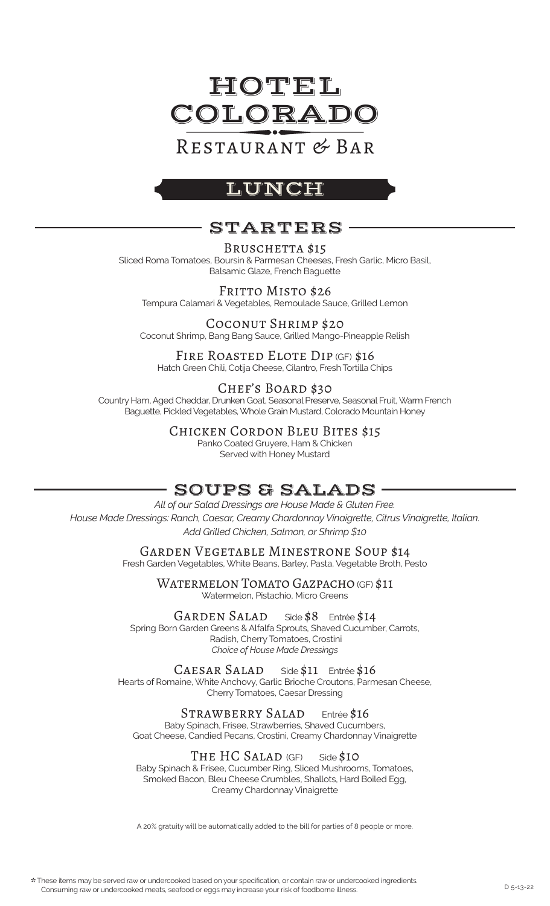# HOTEL COLORADO

## Restaurant & Bar

# LUNCH

## STARTERS

### Bruschetta $15

Sliced Roma Tomatoes, Boursin & Parmesan Cheeses, Fresh Garlic, Micro Basil, Balsamic Glaze, French Baguette

### Fritto Misto $26

Tempura Calamari & Vegetables, Remoulade Sauce, Grilled Lemon

### Coconut Shrimp $20

Coconut Shrimp, Bang Bang Sauce, Grilled Mango-Pineapple Relish

### Fire Roasted Elote Dip (GF) $16

Hatch Green Chili, Cotija Cheese, Cilantro, Fresh Tortilla Chips

### Chef's Board $30

Country Ham, Aged Cheddar, Drunken Goat, Seasonal Preserve, Seasonal Fruit, Warm French Baguette, Pickled Vegetables, Whole Grain Mustard, Colorado Mountain Honey

### Chicken Cordon Bleu Bites $15

Panko Coated Gruyere, Ham & Chicken
Served with Honey Mustard

## SOUPS & SALADS

*All of our Salad Dressings are House Made & Gluten Free.*
*House Made Dressings: Ranch, Caesar, Creamy Chardonnay Vinaigrette, Citrus Vinaigrette, Italian.*
*Add Grilled Chicken, Salmon, or Shrimp $10*

### Garden Vegetable Minestrone Soup $14

Fresh Garden Vegetables, White Beans, Barley, Pasta, Vegetable Broth, Pesto

### Watermelon Tomato Gazpacho (GF) $11

Watermelon, Pistachio, Micro Greens

### Garden Salad — Side $8 Entrée $14

Spring Born Garden Greens & Alfalfa Sprouts, Shaved Cucumber, Carrots, Radish, Cherry Tomatoes, Crostini
*Choice of House Made Dressings*

### Caesar Salad — Side $11 Entrée $16

Hearts of Romaine, White Anchovy, Garlic Brioche Croutons, Parmesan Cheese, Cherry Tomatoes, Caesar Dressing

### Strawberry Salad — Entrée $16

Baby Spinach, Frisee, Strawberries, Shaved Cucumbers, Goat Cheese, Candied Pecans, Crostini, Creamy Chardonnay Vinaigrette

### The HC Salad (GF) — Side $10

Baby Spinach & Frisee, Cucumber Ring, Sliced Mushrooms, Tomatoes, Smoked Bacon, Bleu Cheese Crumbles, Shallots, Hard Boiled Egg, Creamy Chardonnay Vinaigrette

A 20% gratuity will be automatically added to the bill for parties of 8 people or more.

* These items may be served raw or undercooked based on your specification, or contain raw or undercooked ingredients. Consuming raw or undercooked meats, seafood or eggs may increase your risk of foodborne illness.

D 5-13-22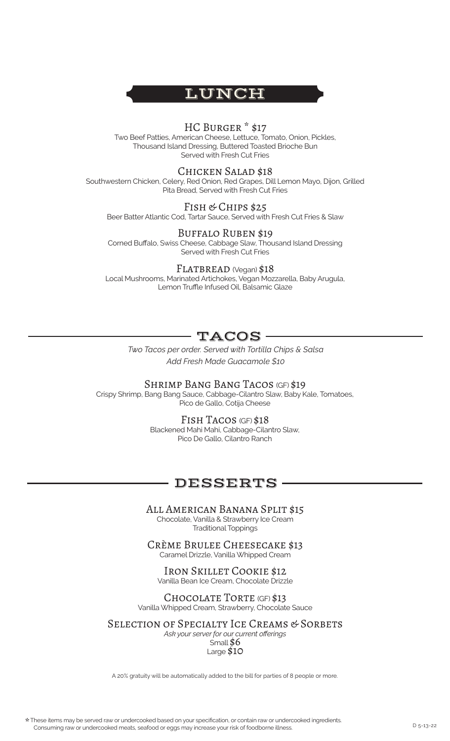# LUNCH

### HC Burger * $17

Two Beef Patties, American Cheese, Lettuce, Tomato, Onion, Pickles, Thousand Island Dressing, Buttered Toasted Brioche Bun
Served with Fresh Cut Fries

### Chicken Salad $18

Southwestern Chicken, Celery, Red Onion, Red Grapes, Dill Lemon Mayo, Dijon, Grilled Pita Bread, Served with Fresh Cut Fries

### Fish & Chips $25

Beer Batter Atlantic Cod, Tartar Sauce, Served with Fresh Cut Fries & Slaw

### Buffalo Ruben $19

Corned Buffalo, Swiss Cheese, Cabbage Slaw, Thousand Island Dressing
Served with Fresh Cut Fries

### Flatbread (Vegan) $18

Local Mushrooms, Marinated Artichokes, Vegan Mozzarella, Baby Arugula, Lemon Truffle Infused Oil, Balsamic Glaze

# TACOS

*Two Tacos per order. Served with Tortilla Chips & Salsa*
*Add Fresh Made Guacamole $10*

### Shrimp Bang Bang Tacos (GF) $19

Crispy Shrimp, Bang Bang Sauce, Cabbage-Cilantro Slaw, Baby Kale, Tomatoes, Pico de Gallo, Cotija Cheese

### Fish Tacos (GF) $18

Blackened Mahi Mahi, Cabbage-Cilantro Slaw, Pico De Gallo, Cilantro Ranch

# DESSERTS

### All American Banana Split $15

Chocolate, Vanilla & Strawberry Ice Cream
Traditional Toppings

### Crème Brulee Cheesecake $13

Caramel Drizzle, Vanilla Whipped Cream

### Iron Skillet Cookie $12

Vanilla Bean Ice Cream, Chocolate Drizzle

### Chocolate Torte (GF) $13

Vanilla Whipped Cream, Strawberry, Chocolate Sauce

### Selection of Specialty Ice Creams & Sorbets

*Ask your server for our current offerings*
Small $6
Large $10

A 20% gratuity will be automatically added to the bill for parties of 8 people or more.

* These items may be served raw or undercooked based on your specification, or contain raw or undercooked ingredients. Consuming raw or undercooked meats, seafood or eggs may increase your risk of foodborne illness.

D 5-13-22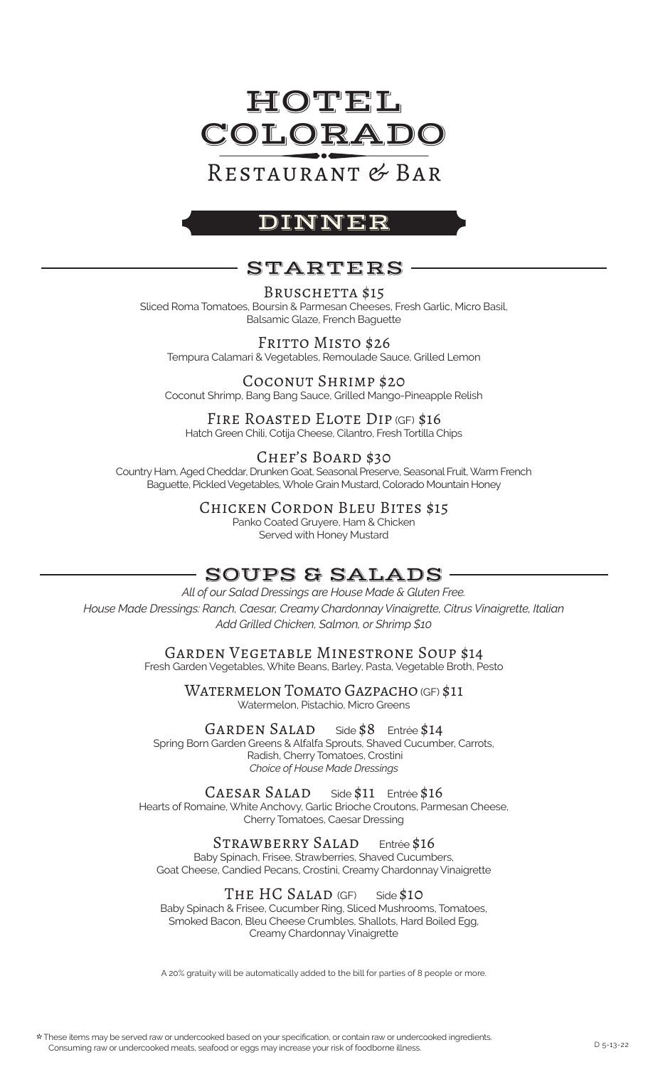# HOTEL COLORADO

## Restaurant & Bar

## DINNER

## STARTERS

### Bruschetta $15

Sliced Roma Tomatoes, Boursin & Parmesan Cheeses, Fresh Garlic, Micro Basil, Balsamic Glaze, French Baguette

### Fritto Misto $26

Tempura Calamari & Vegetables, Remoulade Sauce, Grilled Lemon

### Coconut Shrimp $20

Coconut Shrimp, Bang Bang Sauce, Grilled Mango-Pineapple Relish

### Fire Roasted Elote Dip (GF) $16

Hatch Green Chili, Cotija Cheese, Cilantro, Fresh Tortilla Chips

### Chef's Board $30

Country Ham, Aged Cheddar, Drunken Goat, Seasonal Preserve, Seasonal Fruit, Warm French Baguette, Pickled Vegetables, Whole Grain Mustard, Colorado Mountain Honey

### Chicken Cordon Bleu Bites $15

Panko Coated Gruyere, Ham & Chicken
Served with Honey Mustard

## SOUPS & SALADS

*All of our Salad Dressings are House Made & Gluten Free.*
*House Made Dressings: Ranch, Caesar, Creamy Chardonnay Vinaigrette, Citrus Vinaigrette, Italian*
*Add Grilled Chicken, Salmon, or Shrimp $10*

### Garden Vegetable Minestrone Soup $14

Fresh Garden Vegetables, White Beans, Barley, Pasta, Vegetable Broth, Pesto

### Watermelon Tomato Gazpacho (GF) $11

Watermelon, Pistachio, Micro Greens

### Garden Salad Side $8 Entrée $14

Spring Born Garden Greens & Alfalfa Sprouts, Shaved Cucumber, Carrots, Radish, Cherry Tomatoes, Crostini
*Choice of House Made Dressings*

### Caesar Salad Side $11 Entrée $16

Hearts of Romaine, White Anchovy, Garlic Brioche Croutons, Parmesan Cheese, Cherry Tomatoes, Caesar Dressing

### Strawberry Salad Entrée $16

Baby Spinach, Frisee, Strawberries, Shaved Cucumbers, Goat Cheese, Candied Pecans, Crostini, Creamy Chardonnay Vinaigrette

### The HC Salad (GF) Side $10

Baby Spinach & Frisee, Cucumber Ring, Sliced Mushrooms, Tomatoes, Smoked Bacon, Bleu Cheese Crumbles, Shallots, Hard Boiled Egg, Creamy Chardonnay Vinaigrette

A 20% gratuity will be automatically added to the bill for parties of 8 people or more.

* These items may be served raw or undercooked based on your specification, or contain raw or undercooked ingredients. Consuming raw or undercooked meats, seafood or eggs may increase your risk of foodborne illness.

D 5-13-22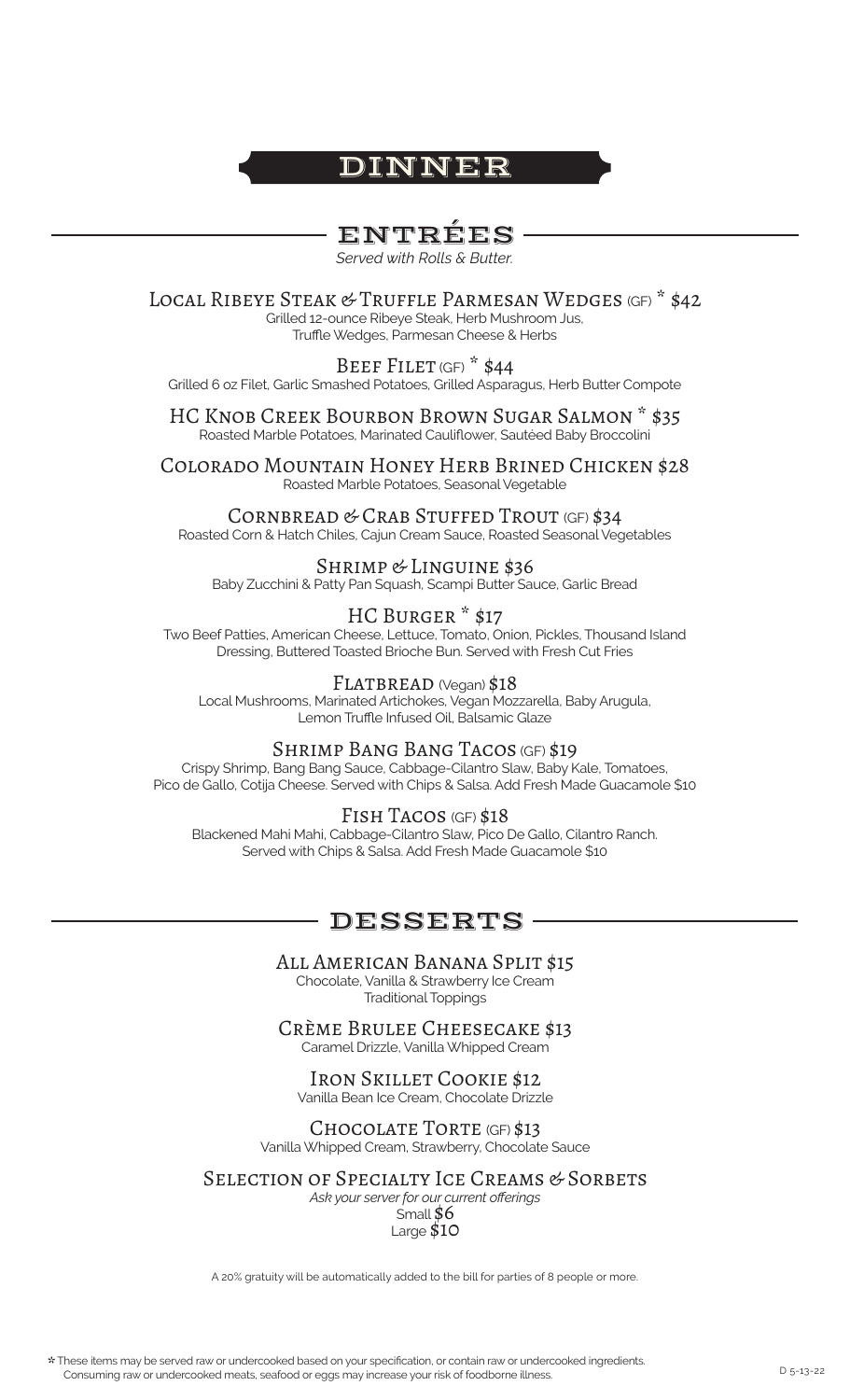# DINNER

## ENTRÉES

*Served with Rolls & Butter.*

### Local Ribeye Steak & Truffle Parmesan Wedges (GF) * $42

Grilled 12-ounce Ribeye Steak, Herb Mushroom Jus, Truffle Wedges, Parmesan Cheese & Herbs

### Beef Filet (GF) * $44

Grilled 6 oz Filet, Garlic Smashed Potatoes, Grilled Asparagus, Herb Butter Compote

### HC Knob Creek Bourbon Brown Sugar Salmon * $35

Roasted Marble Potatoes, Marinated Cauliflower, Sautéed Baby Broccolini

### Colorado Mountain Honey Herb Brined Chicken $28

Roasted Marble Potatoes, Seasonal Vegetable

### Cornbread & Crab Stuffed Trout (GF) $34

Roasted Corn & Hatch Chiles, Cajun Cream Sauce, Roasted Seasonal Vegetables

### Shrimp & Linguine $36

Baby Zucchini & Patty Pan Squash, Scampi Butter Sauce, Garlic Bread

### HC Burger * $17

Two Beef Patties, American Cheese, Lettuce, Tomato, Onion, Pickles, Thousand Island Dressing, Buttered Toasted Brioche Bun. Served with Fresh Cut Fries

### Flatbread (Vegan) $18

Local Mushrooms, Marinated Artichokes, Vegan Mozzarella, Baby Arugula, Lemon Truffle Infused Oil, Balsamic Glaze

### Shrimp Bang Bang Tacos (GF) $19

Crispy Shrimp, Bang Bang Sauce, Cabbage-Cilantro Slaw, Baby Kale, Tomatoes, Pico de Gallo, Cotija Cheese. Served with Chips & Salsa. Add Fresh Made Guacamole $10

### Fish Tacos (GF) $18

Blackened Mahi Mahi, Cabbage-Cilantro Slaw, Pico De Gallo, Cilantro Ranch. Served with Chips & Salsa. Add Fresh Made Guacamole $10

## DESSERTS

### All American Banana Split $15

Chocolate, Vanilla & Strawberry Ice Cream
Traditional Toppings

### Crème Brulee Cheesecake $13

Caramel Drizzle, Vanilla Whipped Cream

### Iron Skillet Cookie $12

Vanilla Bean Ice Cream, Chocolate Drizzle

### Chocolate Torte (GF) $13

Vanilla Whipped Cream, Strawberry, Chocolate Sauce

### Selection of Specialty Ice Creams & Sorbets

*Ask your server for our current offerings*

Small $6
Large $10

A 20% gratuity will be automatically added to the bill for parties of 8 people or more.

* These items may be served raw or undercooked based on your specification, or contain raw or undercooked ingredients. Consuming raw or undercooked meats, seafood or eggs may increase your risk of foodborne illness.

D 5-13-22